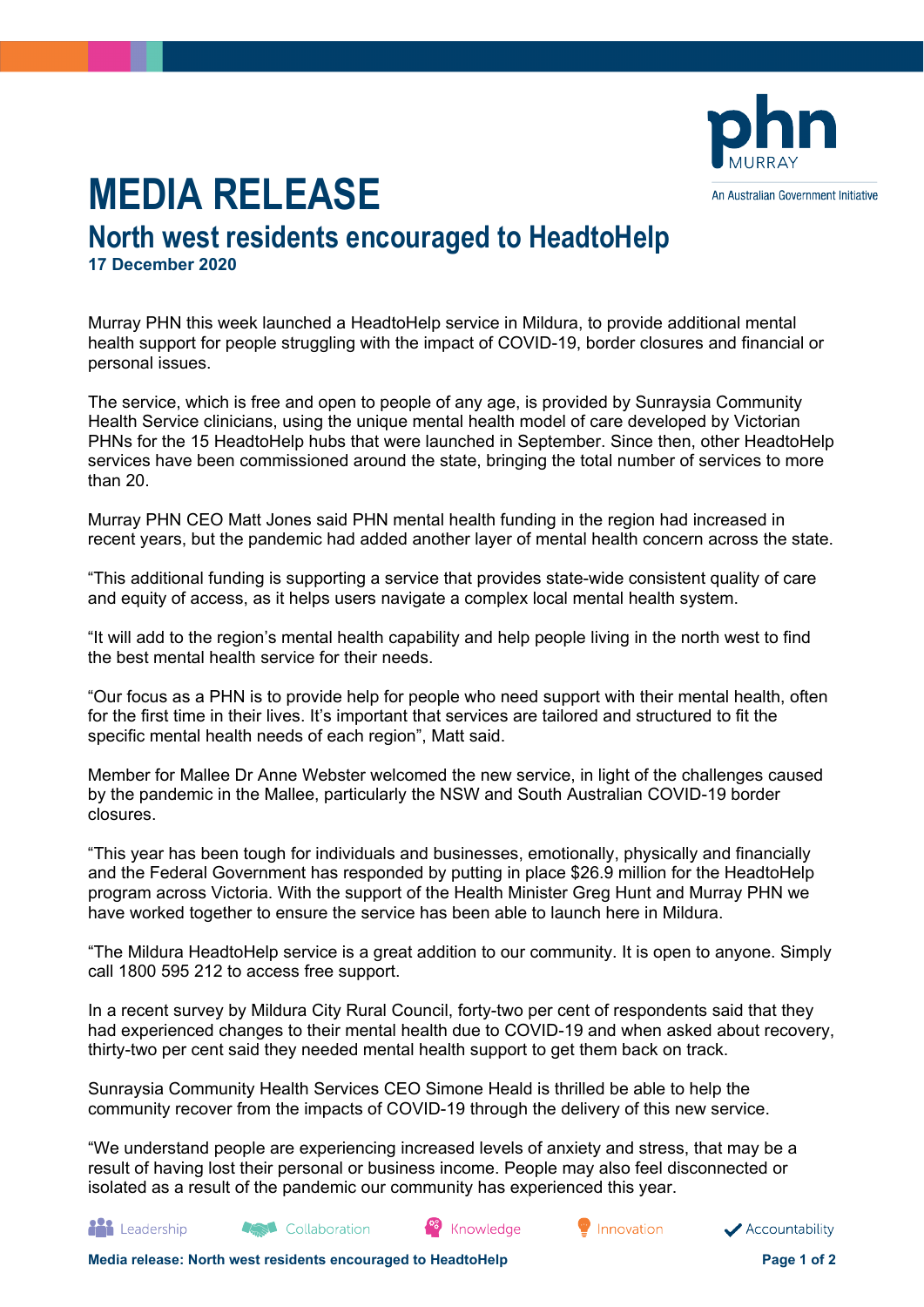# MEDIA RELEASE

## North west residents encouraged to HeadtoHelp

**17 December 2020**

Murray PHN this week launched a HeadtoHelp service in Mildura, to provide additional mental health support for people struggling with the impact of COVID-19, border closures and financial or personal issues.

The service, which is free and open to people of any age, is provided by Sunraysia Community Health Service clinicians, using the unique mental health model of care developed by Victorian PHNs for the 15 HeadtoHelp hubs that were launched in September. Since then, other HeadtoHelp services have been commissioned around the state, bringing the total number of services to more than 20.

Murray PHN CEO Matt Jones said PHN mental health funding in the region had increased in recent years, but the pandemic had added another layer of mental health concern across the state.

"This additional funding is supporting a service that provides state-wide consistent quality of care and equity of access, as it helps users navigate a complex local mental health system.

"It will add to the region's mental health capability and help people living in the north west to find the best mental health service for their needs.

"Our focus as a PHN is to provide help for people who need support with their mental health, often for the first time in their lives. It's important that services are tailored and structured to fit the specific mental health needs of each region", Matt said.

Member for Mallee Dr Anne Webster welcomed the new service, in light of the challenges caused by the pandemic in the Mallee, particularly the NSW and South Australian COVID-19 border closures.

"This year has been tough for individuals and businesses, emotionally, physically and financially and the Federal Government has responded by putting in place $26.9 million for the HeadtoHelp program across Victoria. With the support of the Health Minister Greg Hunt and Murray PHN we have worked together to ensure the service has been able to launch here in Mildura.

"The Mildura HeadtoHelp service is a great addition to our community. It is open to anyone. Simply call 1800 595 212 to access free support.

In a recent survey by Mildura City Rural Council, forty-two per cent of respondents said that they had experienced changes to their mental health due to COVID-19 and when asked about recovery, thirty-two per cent said they needed mental health support to get them back on track.

Sunraysia Community Health Services CEO Simone Heald is thrilled be able to help the community recover from the impacts of COVID-19 through the delivery of this new service.

"We understand people are experiencing increased levels of anxiety and stress, that may be a result of having lost their personal or business income. People may also feel disconnected or isolated as a result of the pandemic our community has experienced this year.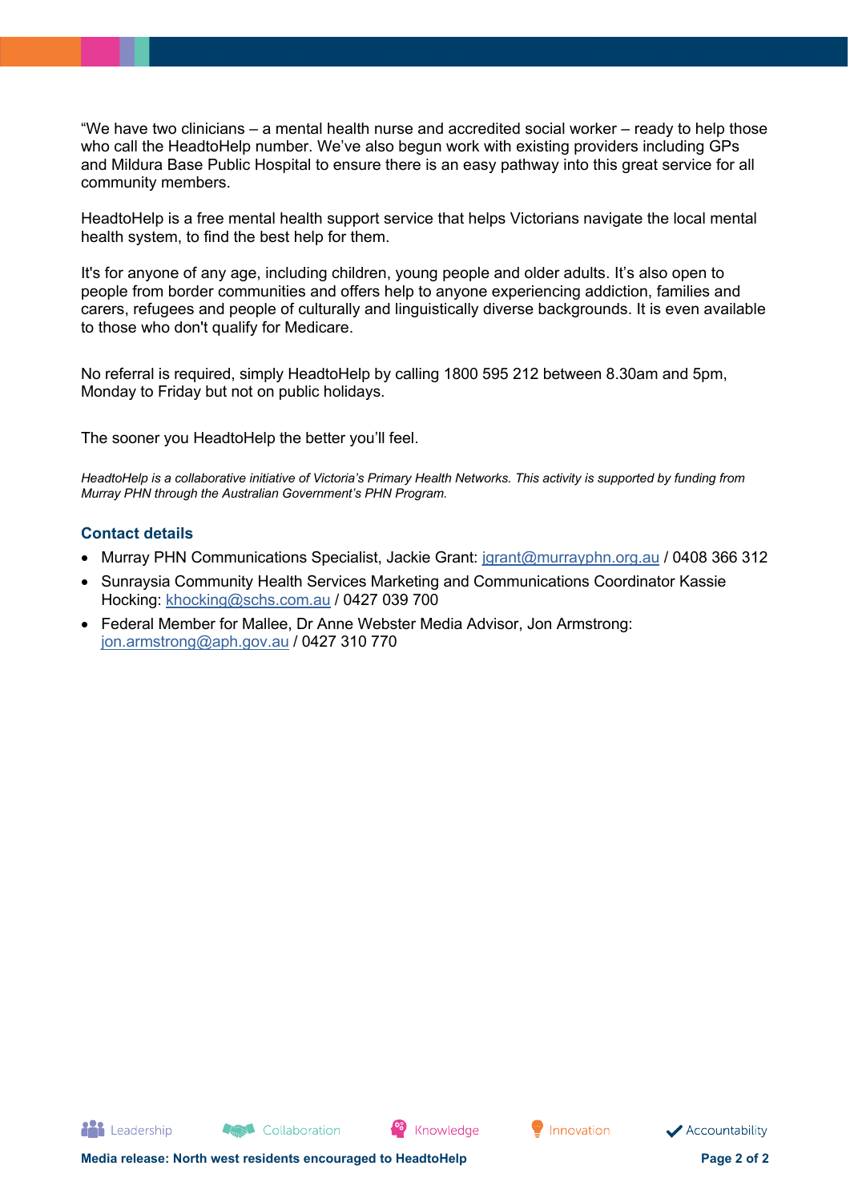"We have two clinicians – a mental health nurse and accredited social worker – ready to help those who call the HeadtoHelp number. We've also begun work with existing providers including GPs and Mildura Base Public Hospital to ensure there is an easy pathway into this great service for all community members.

HeadtoHelp is a free mental health support service that helps Victorians navigate the local mental health system, to find the best help for them.

It's for anyone of any age, including children, young people and older adults. It's also open to people from border communities and offers help to anyone experiencing addiction, families and carers, refugees and people of culturally and linguistically diverse backgrounds. It is even available to those who don't qualify for Medicare.

No referral is required, simply HeadtoHelp by calling 1800 595 212 between 8.30am and 5pm, Monday to Friday but not on public holidays.

The sooner you HeadtoHelp the better you'll feel.

*HeadtoHelp is a collaborative initiative of Victoria's Primary Health Networks. This activity is supported by funding from Murray PHN through the Australian Government's PHN Program.*

## Contact details

- Murray PHN Communications Specialist, Jackie Grant: jgrant@murrayphn.org.au / 0408 366 312
- Sunraysia Community Health Services Marketing and Communications Coordinator Kassie Hocking: khocking@schs.com.au / 0427 039 700
- Federal Member for Mallee, Dr Anne Webster Media Advisor, Jon Armstrong: jon.armstrong@aph.gov.au / 0427 310 770